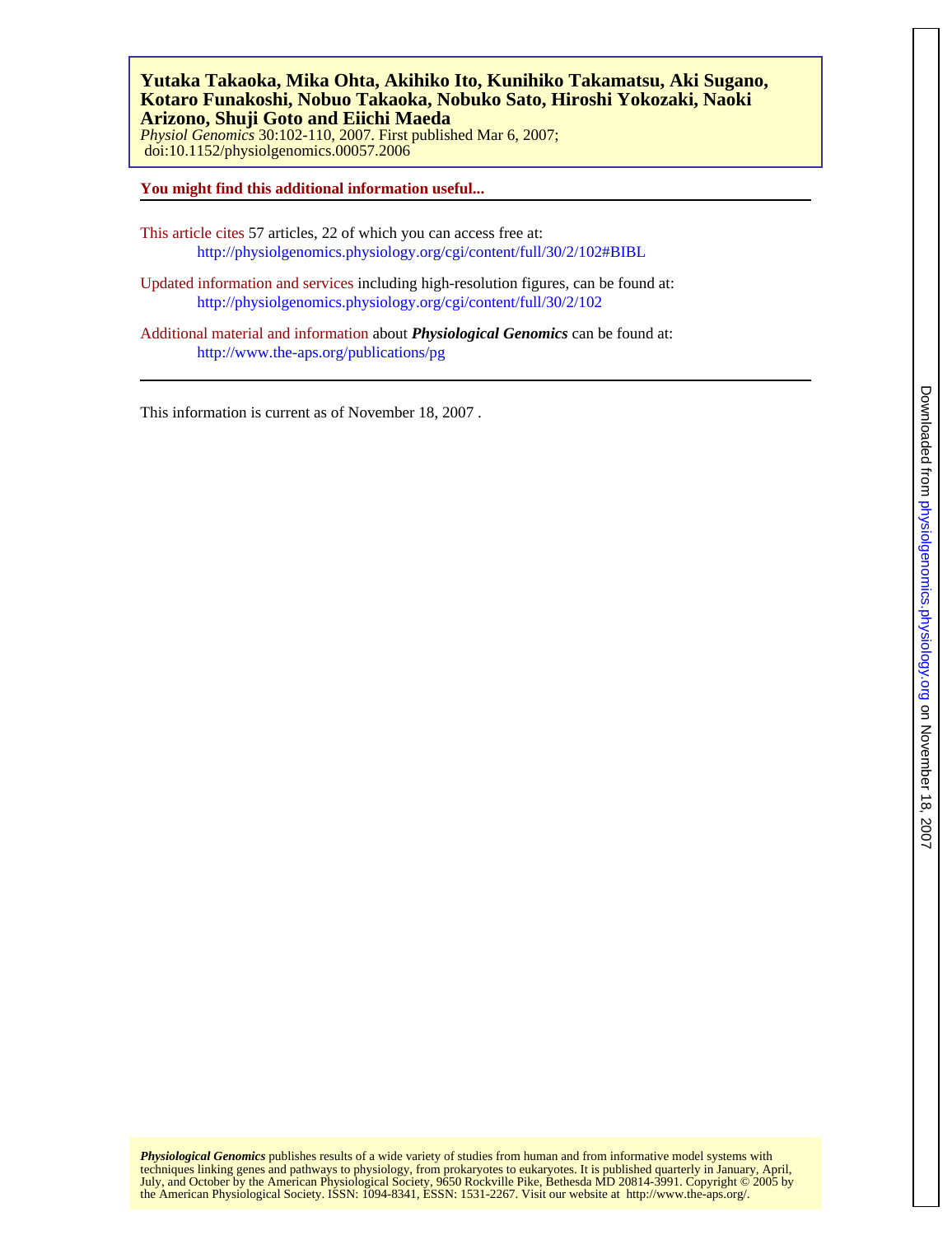**Yutaka Takaoka, Mika Ohta, Akihiko Ito, Kunihiko Takamatsu, Aki Sugano, Kotaro Funakoshi, Nobuo Takaoka, Nobuko Sato, Hiroshi Yokozaki, Naoki Arizono, Shuji Goto and Eiichi Maeda**

*Physiol Genomics* 30:102-110, 2007. First published Mar 6, 2007; doi:10.1152/physiolgenomics.00057.2006

**You might find this additional information useful...**

This article cites 57 articles, 22 of which you can access free at:
http://physiolgenomics.physiology.org/cgi/content/full/30/2/102#BIBL

Updated information and services including high-resolution figures, can be found at:
http://physiolgenomics.physiology.org/cgi/content/full/30/2/102

Additional material and information about ***Physiological Genomics*** can be found at:
http://www.the-aps.org/publications/pg

This information is current as of November 18, 2007 .

***Physiological Genomics*** publishes results of a wide variety of studies from human and from informative model systems with techniques linking genes and pathways to physiology, from prokaryotes to eukaryotes. It is published quarterly in January, April, July, and October by the American Physiological Society, 9650 Rockville Pike, Bethesda MD 20814-3991. Copyright © 2005 by the American Physiological Society. ISSN: 1094-8341, ESSN: 1531-2267. Visit our website at http://www.the-aps.org/.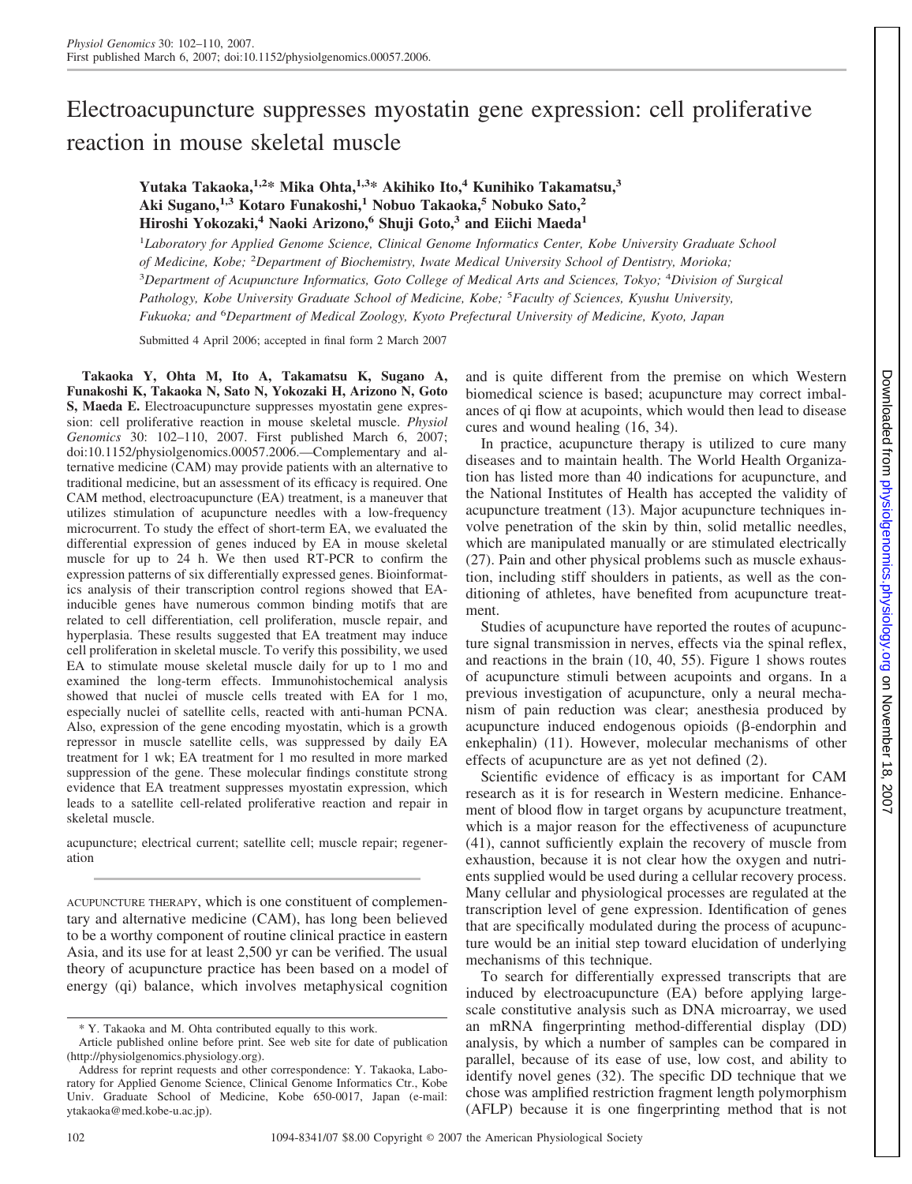# Electroacupuncture suppresses myostatin gene expression: cell proliferative reaction in mouse skeletal muscle

**Yutaka Takaoka,[1,2]* Mika Ohta,[1,3]* Akihiko Ito,[4] Kunihiko Takamatsu,[3] Aki Sugano,[1,3] Kotaro Funakoshi,[1] Nobuo Takaoka,[5] Nobuko Sato,[2] Hiroshi Yokozaki,[4] Naoki Arizono,[6] Shuji Goto,[3] and Eiichi Maeda[1]**

[1]Laboratory for Applied Genome Science, Clinical Genome Informatics Center, Kobe University Graduate School of Medicine, Kobe; [2]Department of Biochemistry, Iwate Medical University School of Dentistry, Morioka; [3]Department of Acupuncture Informatics, Goto College of Medical Arts and Sciences, Tokyo; [4]Division of Surgical Pathology, Kobe University Graduate School of Medicine, Kobe; [5]Faculty of Sciences, Kyushu University, Fukuoka; and [6]Department of Medical Zoology, Kyoto Prefectural University of Medicine, Kyoto, Japan

Submitted 4 April 2006; accepted in final form 2 March 2007

**Takaoka Y, Ohta M, Ito A, Takamatsu K, Sugano A, Funakoshi K, Takaoka N, Sato N, Yokozaki H, Arizono N, Goto S, Maeda E.** Electroacupuncture suppresses myostatin gene expression: cell proliferative reaction in mouse skeletal muscle. *Physiol Genomics* 30: 102–110, 2007. First published March 6, 2007; doi:10.1152/physiolgenomics.00057.2006.—Complementary and alternative medicine (CAM) may provide patients with an alternative to traditional medicine, but an assessment of its efficacy is required. One CAM method, electroacupuncture (EA) treatment, is a maneuver that utilizes stimulation of acupuncture needles with a low-frequency microcurrent. To study the effect of short-term EA, we evaluated the differential expression of genes induced by EA in mouse skeletal muscle for up to 24 h. We then used RT-PCR to confirm the expression patterns of six differentially expressed genes. Bioinformatics analysis of their transcription control regions showed that EA-inducible genes have numerous common binding motifs that are related to cell differentiation, cell proliferation, muscle repair, and hyperplasia. These results suggested that EA treatment may induce cell proliferation in skeletal muscle. To verify this possibility, we used EA to stimulate mouse skeletal muscle daily for up to 1 mo and examined the long-term effects. Immunohistochemical analysis showed that nuclei of muscle cells treated with EA for 1 mo, especially nuclei of satellite cells, reacted with anti-human PCNA. Also, expression of the gene encoding myostatin, which is a growth repressor in muscle satellite cells, was suppressed by daily EA treatment for 1 wk; EA treatment for 1 mo resulted in more marked suppression of the gene. These molecular findings constitute strong evidence that EA treatment suppresses myostatin expression, which leads to a satellite cell-related proliferative reaction and repair in skeletal muscle.

acupuncture; electrical current; satellite cell; muscle repair; regeneration

ACUPUNCTURE THERAPY, which is one constituent of complementary and alternative medicine (CAM), has long been believed to be a worthy component of routine clinical practice in eastern Asia, and its use for at least 2,500 yr can be verified. The usual theory of acupuncture practice has been based on a model of energy (qi) balance, which involves metaphysical cognition and is quite different from the premise on which Western biomedical science is based; acupuncture may correct imbalances of qi flow at acupoints, which would then lead to disease cures and wound healing (16, 34).

In practice, acupuncture therapy is utilized to cure many diseases and to maintain health. The World Health Organization has listed more than 40 indications for acupuncture, and the National Institutes of Health has accepted the validity of acupuncture treatment (13). Major acupuncture techniques involve penetration of the skin by thin, solid metallic needles, which are manipulated manually or are stimulated electrically (27). Pain and other physical problems such as muscle exhaustion, including stiff shoulders in patients, as well as the conditioning of athletes, have benefited from acupuncture treatment.

Studies of acupuncture have reported the routes of acupuncture signal transmission in nerves, effects via the spinal reflex, and reactions in the brain (10, 40, 55). Figure 1 shows routes of acupuncture stimuli between acupoints and organs. In a previous investigation of acupuncture, only a neural mechanism of pain reduction was clear; anesthesia produced by acupuncture induced endogenous opioids (β-endorphin and enkephalin) (11). However, molecular mechanisms of other effects of acupuncture are as yet not defined (2).

Scientific evidence of efficacy is as important for CAM research as it is for research in Western medicine. Enhancement of blood flow in target organs by acupuncture treatment, which is a major reason for the effectiveness of acupuncture (41), cannot sufficiently explain the recovery of muscle from exhaustion, because it is not clear how the oxygen and nutrients supplied would be used during a cellular recovery process. Many cellular and physiological processes are regulated at the transcription level of gene expression. Identification of genes that are specifically modulated during the process of acupuncture would be an initial step toward elucidation of underlying mechanisms of this technique.

To search for differentially expressed transcripts that are induced by electroacupuncture (EA) before applying large-scale constitutive analysis such as DNA microarray, we used an mRNA fingerprinting method-differential display (DD) analysis, by which a number of samples can be compared in parallel, because of its ease of use, low cost, and ability to identify novel genes (32). The specific DD technique that we chose was amplified restriction fragment length polymorphism (AFLP) because it is one fingerprinting method that is not

\* Y. Takaoka and M. Ohta contributed equally to this work.

Article published online before print. See web site for date of publication (http://physiolgenomics.physiology.org).

Address for reprint requests and other correspondence: Y. Takaoka, Laboratory for Applied Genome Science, Clinical Genome Informatics Ctr., Kobe Univ. Graduate School of Medicine, Kobe 650-0017, Japan (e-mail: ytakaoka@med.kobe-u.ac.jp).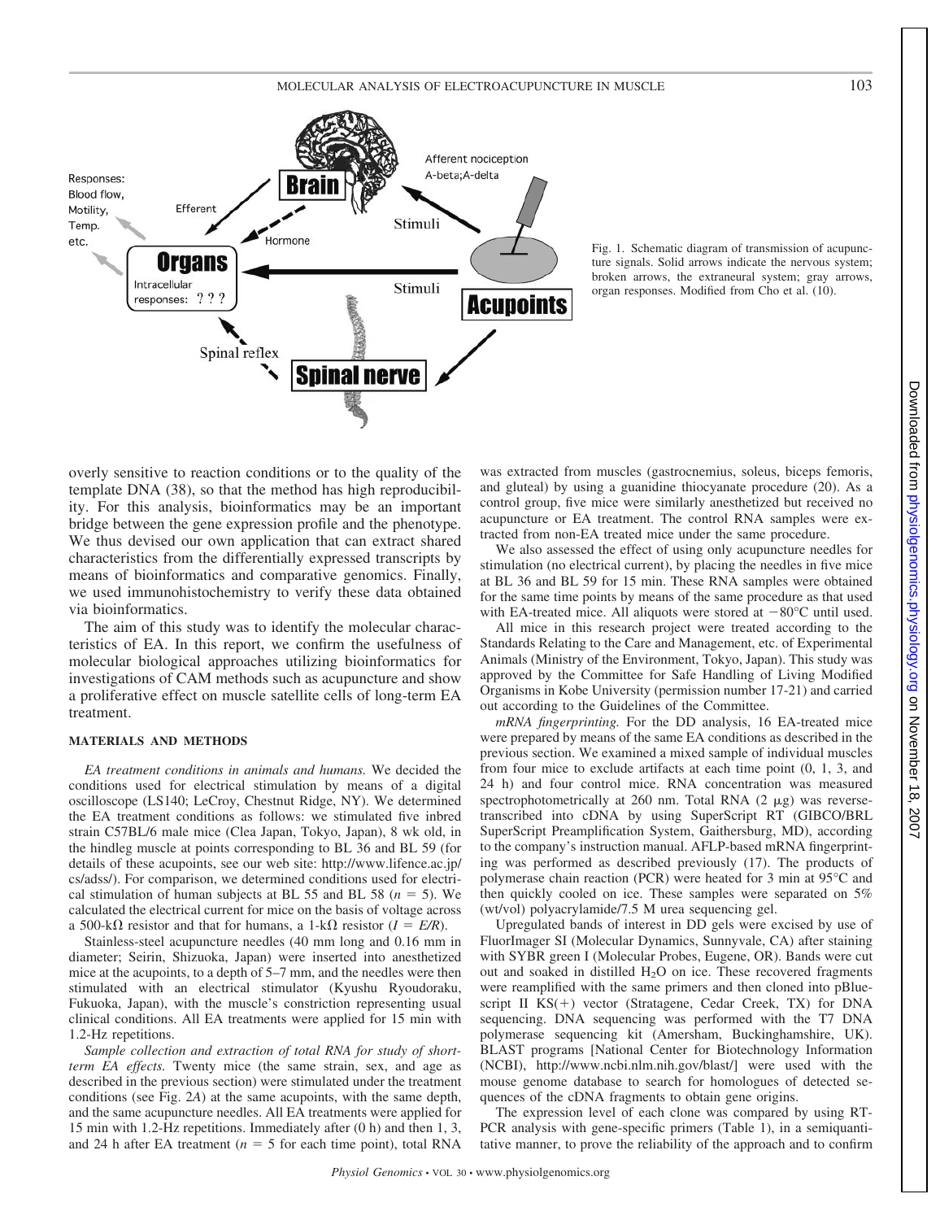Fig. 1. Schematic diagram of transmission of acupuncture signals. Solid arrows indicate the nervous system; broken arrows, the extraneural system; gray arrows, organ responses. Modified from Cho et al. (10).

overly sensitive to reaction conditions or to the quality of the template DNA (38), so that the method has high reproducibility. For this analysis, bioinformatics may be an important bridge between the gene expression profile and the phenotype. We thus devised our own application that can extract shared characteristics from the differentially expressed transcripts by means of bioinformatics and comparative genomics. Finally, we used immunohistochemistry to verify these data obtained via bioinformatics.

The aim of this study was to identify the molecular characteristics of EA. In this report, we confirm the usefulness of molecular biological approaches utilizing bioinformatics for investigations of CAM methods such as acupuncture and show a proliferative effect on muscle satellite cells of long-term EA treatment.

## MATERIALS AND METHODS

*EA treatment conditions in animals and humans.* We decided the conditions used for electrical stimulation by means of a digital oscilloscope (LS140; LeCroy, Chestnut Ridge, NY). We determined the EA treatment conditions as follows: we stimulated five inbred strain C57BL/6 male mice (Clea Japan, Tokyo, Japan), 8 wk old, in the hindleg muscle at points corresponding to BL 36 and BL 59 (for details of these acupoints, see our web site: http://www.lifence.ac.jp/cs/adss/). For comparison, we determined conditions used for electrical stimulation of human subjects at BL 55 and BL 58 ($n$ = 5). We calculated the electrical current for mice on the basis of voltage across a 500-kΩ resistor and that for humans, a 1-kΩ resistor ($I = E/R$).

Stainless-steel acupuncture needles (40 mm long and 0.16 mm in diameter; Seirin, Shizuoka, Japan) were inserted into anesthetized mice at the acupoints, to a depth of 5–7 mm, and the needles were then stimulated with an electrical stimulator (Kyushu Ryoudoraku, Fukuoka, Japan), with the muscle's constriction representing usual clinical conditions. All EA treatments were applied for 15 min with 1.2-Hz repetitions.

*Sample collection and extraction of total RNA for study of short-term EA effects.* Twenty mice (the same strain, sex, and age as described in the previous section) were stimulated under the treatment conditions (see Fig. 2*A*) at the same acupoints, with the same depth, and the same acupuncture needles. All EA treatments were applied for 15 min with 1.2-Hz repetitions. Immediately after (0 h) and then 1, 3, and 24 h after EA treatment ($n$ = 5 for each time point), total RNA was extracted from muscles (gastrocnemius, soleus, biceps femoris, and gluteal) by using a guanidine thiocyanate procedure (20). As a control group, five mice were similarly anesthetized but received no acupuncture or EA treatment. The control RNA samples were extracted from non-EA treated mice under the same procedure.

We also assessed the effect of using only acupuncture needles for stimulation (no electrical current), by placing the needles in five mice at BL 36 and BL 59 for 15 min. These RNA samples were obtained for the same time points by means of the same procedure as that used with EA-treated mice. All aliquots were stored at −80°C until used.

All mice in this research project were treated according to the Standards Relating to the Care and Management, etc. of Experimental Animals (Ministry of the Environment, Tokyo, Japan). This study was approved by the Committee for Safe Handling of Living Modified Organisms in Kobe University (permission number 17-21) and carried out according to the Guidelines of the Committee.

*mRNA fingerprinting.* For the DD analysis, 16 EA-treated mice were prepared by means of the same EA conditions as described in the previous section. We examined a mixed sample of individual muscles from four mice to exclude artifacts at each time point (0, 1, 3, and 24 h) and four control mice. RNA concentration was measured spectrophotometrically at 260 nm. Total RNA (2 μg) was reverse-transcribed into cDNA by using SuperScript RT (GIBCO/BRL SuperScript Preamplification System, Gaithersburg, MD), according to the company's instruction manual. AFLP-based mRNA fingerprinting was performed as described previously (17). The products of polymerase chain reaction (PCR) were heated for 3 min at 95°C and then quickly cooled on ice. These samples were separated on 5% (wt/vol) polyacrylamide/7.5 M urea sequencing gel.

Upregulated bands of interest in DD gels were excised by use of FluorImager SI (Molecular Dynamics, Sunnyvale, CA) after staining with SYBR green I (Molecular Probes, Eugene, OR). Bands were cut out and soaked in distilled $H_2O$ on ice. These recovered fragments were reamplified with the same primers and then cloned into pBluescript II KS(+) vector (Stratagene, Cedar Creek, TX) for DNA sequencing. DNA sequencing was performed with the T7 DNA polymerase sequencing kit (Amersham, Buckinghamshire, UK). BLAST programs [National Center for Biotechnology Information (NCBI), http://www.ncbi.nlm.nih.gov/blast/] were used with the mouse genome database to search for homologues of detected sequences of the cDNA fragments to obtain gene origins.

The expression level of each clone was compared by using RT-PCR analysis with gene-specific primers (Table 1), in a semiquantitative manner, to prove the reliability of the approach and to confirm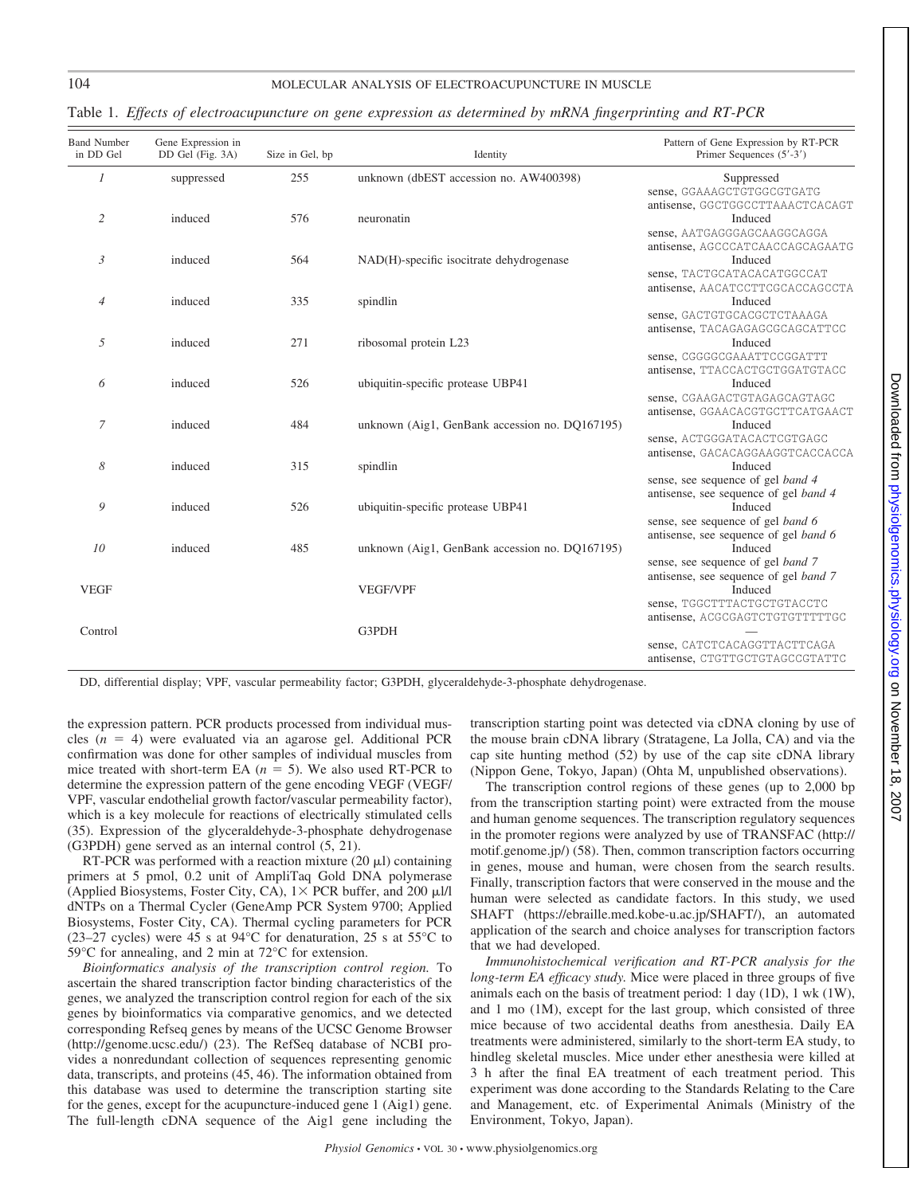Table 1. *Effects of electroacupuncture on gene expression as determined by mRNA fingerprinting and RT-PCR*

| Band Number in DD Gel | Gene Expression in DD Gel (Fig. 3A) | Size in Gel, bp | Identity | Pattern of Gene Expression by RT-PCR Primer Sequences (5′-3′) |
|---|---|---|---|---|
| *1* | suppressed | 255 | unknown (dbEST accession no. AW400398) | Suppressed<br>sense, GGAAAGCTGTGGCGTGATG<br>antisense, GGCTGGCCTTAAACTCACAGT |
| *2* | induced | 576 | neuronatin | Induced<br>sense, AATGAGGGAGCAAGGCAGGA<br>antisense, AGCCCATCAACCAGCAGAATG |
| *3* | induced | 564 | NAD(H)-specific isocitrate dehydrogenase | Induced<br>sense, TACTGCATACACATGGCCAT<br>antisense, AACATCCTTCGCACCAGCCTA |
| *4* | induced | 335 | spindlin | Induced<br>sense, GACTGTGCACGCTCTAAAGA<br>antisense, TACAGAGAGCGCAGCATTCC |
| *5* | induced | 271 | ribosomal protein L23 | Induced<br>sense, CGGGGCGAAATTCCGGATTT<br>antisense, TTACCACTGCTGGATGTACC |
| *6* | induced | 526 | ubiquitin-specific protease UBP41 | Induced<br>sense, CGAAGACTGTAGAGCAGTAGC<br>antisense, GGAACACGTGCTTCATGAACT |
| *7* | induced | 484 | unknown (Aig1, GenBank accession no. DQ167195) | Induced<br>sense, ACTGGGATACACTCGTGAGC<br>antisense, GACACAGGAAGGTCACCACCA |
| *8* | induced | 315 | spindlin | Induced<br>sense, see sequence of gel *band 4*<br>antisense, see sequence of gel *band 4* |
| *9* | induced | 526 | ubiquitin-specific protease UBP41 | Induced<br>sense, see sequence of gel *band 6*<br>antisense, see sequence of gel *band 6* |
| *10* | induced | 485 | unknown (Aig1, GenBank accession no. DQ167195) | Induced<br>sense, see sequence of gel *band 7*<br>antisense, see sequence of gel *band 7* |
| VEGF | | | VEGF/VPF | Induced<br>sense, TGGCTTTACTGCTGTACCTC<br>antisense, ACGCGAGTCTGTGTTTTTGC |
| Control | | | G3PDH | —<br>sense, CATCTCACAGGTTACTTCAGA<br>antisense, CTGTTGCTGTAGCCGTATTC |

DD, differential display; VPF, vascular permeability factor; G3PDH, glyceraldehyde-3-phosphate dehydrogenase.

the expression pattern. PCR products processed from individual muscles ($n = 4$) were evaluated via an agarose gel. Additional PCR confirmation was done for other samples of individual muscles from mice treated with short-term EA ($n = 5$). We also used RT-PCR to determine the expression pattern of the gene encoding VEGF (VEGF/VPF, vascular endothelial growth factor/vascular permeability factor), which is a key molecule for reactions of electrically stimulated cells (35). Expression of the glyceraldehyde-3-phosphate dehydrogenase (G3PDH) gene served as an internal control (5, 21).

RT-PCR was performed with a reaction mixture (20 μl) containing primers at 5 pmol, 0.2 unit of AmpliTaq Gold DNA polymerase (Applied Biosystems, Foster City, CA), 1× PCR buffer, and 200 μl/l dNTPs on a Thermal Cycler (GeneAmp PCR System 9700; Applied Biosystems, Foster City, CA). Thermal cycling parameters for PCR (23–27 cycles) were 45 s at 94°C for denaturation, 25 s at 55°C to 59°C for annealing, and 2 min at 72°C for extension.

*Bioinformatics analysis of the transcription control region.* To ascertain the shared transcription factor binding characteristics of the genes, we analyzed the transcription control region for each of the six genes by bioinformatics via comparative genomics, and we detected corresponding Refseq genes by means of the UCSC Genome Browser (http://genome.ucsc.edu/) (23). The RefSeq database of NCBI provides a nonredundant collection of sequences representing genomic data, transcripts, and proteins (45, 46). The information obtained from this database was used to determine the transcription starting site for the genes, except for the acupuncture-induced gene 1 (Aig1) gene. The full-length cDNA sequence of the Aig1 gene including the transcription starting point was detected via cDNA cloning by use of the mouse brain cDNA library (Stratagene, La Jolla, CA) and via the cap site hunting method (52) by use of the cap site cDNA library (Nippon Gene, Tokyo, Japan) (Ohta M, unpublished observations).

The transcription control regions of these genes (up to 2,000 bp from the transcription starting point) were extracted from the mouse and human genome sequences. The transcription regulatory sequences in the promoter regions were analyzed by use of TRANSFAC (http://motif.genome.jp/) (58). Then, common transcription factors occurring in genes, mouse and human, were chosen from the search results. Finally, transcription factors that were conserved in the mouse and the human were selected as candidate factors. In this study, we used SHAFT (https://ebraille.med.kobe-u.ac.jp/SHAFT/), an automated application of the search and choice analyses for transcription factors that we had developed.

*Immunohistochemical verification and RT-PCR analysis for the long-term EA efficacy study.* Mice were placed in three groups of five animals each on the basis of treatment period: 1 day (1D), 1 wk (1W), and 1 mo (1M), except for the last group, which consisted of three mice because of two accidental deaths from anesthesia. Daily EA treatments were administered, similarly to the short-term EA study, to hindleg skeletal muscles. Mice under ether anesthesia were killed at 3 h after the final EA treatment of each treatment period. This experiment was done according to the Standards Relating to the Care and Management, etc. of Experimental Animals (Ministry of the Environment, Tokyo, Japan).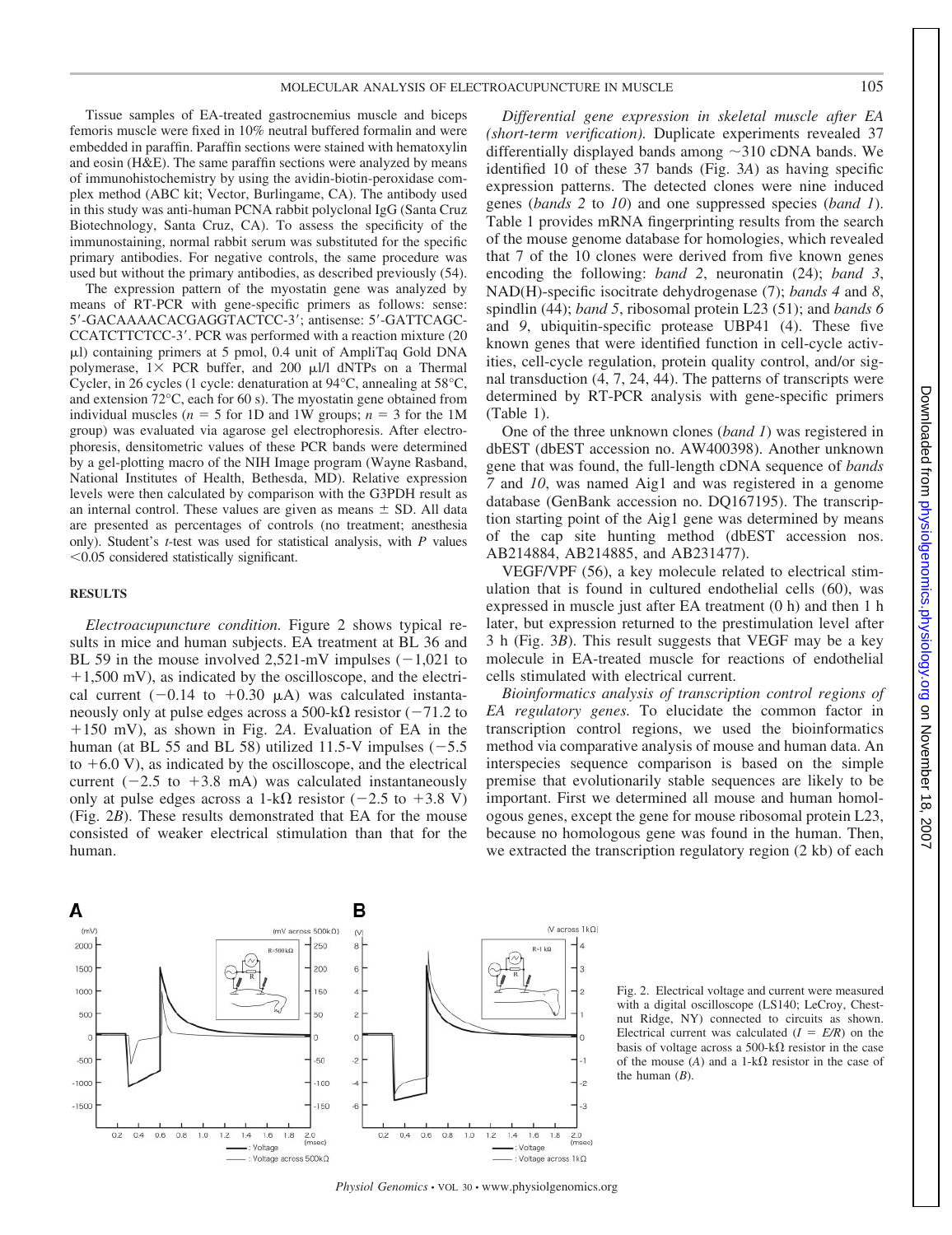Tissue samples of EA-treated gastrocnemius muscle and biceps femoris muscle were fixed in 10% neutral buffered formalin and were embedded in paraffin. Paraffin sections were stained with hematoxylin and eosin (H&E). The same paraffin sections were analyzed by means of immunohistochemistry by using the avidin-biotin-peroxidase complex method (ABC kit; Vector, Burlingame, CA). The antibody used in this study was anti-human PCNA rabbit polyclonal IgG (Santa Cruz Biotechnology, Santa Cruz, CA). To assess the specificity of the immunostaining, normal rabbit serum was substituted for the specific primary antibodies. For negative controls, the same procedure was used but without the primary antibodies, as described previously (54).

The expression pattern of the myostatin gene was analyzed by means of RT-PCR with gene-specific primers as follows: sense: 5′-GACAAAACACGAGGTACTCC-3′; antisense: 5′-GATTCAGC-CCATCTTCTCC-3′. PCR was performed with a reaction mixture (20 μl) containing primers at 5 pmol, 0.4 unit of AmpliTaq Gold DNA polymerase, 1× PCR buffer, and 200 μl/l dNTPs on a Thermal Cycler, in 26 cycles (1 cycle: denaturation at 94°C, annealing at 58°C, and extension 72°C, each for 60 s). The myostatin gene obtained from individual muscles ($n = 5$ for 1D and 1W groups; $n = 3$ for the 1M group) was evaluated via agarose gel electrophoresis. After electrophoresis, densitometric values of these PCR bands were determined by a gel-plotting macro of the NIH Image program (Wayne Rasband, National Institutes of Health, Bethesda, MD). Relative expression levels were then calculated by comparison with the G3PDH result as an internal control. These values are given as means ± SD. All data are presented as percentages of controls (no treatment; anesthesia only). Student's *t*-test was used for statistical analysis, with *P* values <0.05 considered statistically significant.

## RESULTS

*Electroacupuncture condition.* Figure 2 shows typical results in mice and human subjects. EA treatment at BL 36 and BL 59 in the mouse involved 2,521-mV impulses (−1,021 to +1,500 mV), as indicated by the oscilloscope, and the electrical current (−0.14 to +0.30 μA) was calculated instantaneously only at pulse edges across a 500-kΩ resistor (−71.2 to +150 mV), as shown in Fig. 2*A*. Evaluation of EA in the human (at BL 55 and BL 58) utilized 11.5-V impulses (−5.5 to +6.0 V), as indicated by the oscilloscope, and the electrical current (−2.5 to +3.8 mA) was calculated instantaneously only at pulse edges across a 1-kΩ resistor (−2.5 to +3.8 V) (Fig. 2*B*). These results demonstrated that EA for the mouse consisted of weaker electrical stimulation than that for the human.

*Differential gene expression in skeletal muscle after EA (short-term verification).* Duplicate experiments revealed 37 differentially displayed bands among ~310 cDNA bands. We identified 10 of these 37 bands (Fig. 3*A*) as having specific expression patterns. The detected clones were nine induced genes (*bands 2* to *10*) and one suppressed species (*band 1*). Table 1 provides mRNA fingerprinting results from the search of the mouse genome database for homologies, which revealed that 7 of the 10 clones were derived from five known genes encoding the following: *band 2*, neuronatin (24); *band 3*, NAD(H)-specific isocitrate dehydrogenase (7); *bands 4* and *8*, spindlin (44); *band 5*, ribosomal protein L23 (51); and *bands 6* and *9*, ubiquitin-specific protease UBP41 (4). These five known genes that were identified function in cell-cycle activities, cell-cycle regulation, protein quality control, and/or signal transduction (4, 7, 24, 44). The patterns of transcripts were determined by RT-PCR analysis with gene-specific primers (Table 1).

One of the three unknown clones (*band 1*) was registered in dbEST (dbEST accession no. AW400398). Another unknown gene that was found, the full-length cDNA sequence of *bands 7* and *10*, was named Aig1 and was registered in a genome database (GenBank accession no. DQ167195). The transcription starting point of the Aig1 gene was determined by means of the cap site hunting method (dbEST accession nos. AB214884, AB214885, and AB231477).

VEGF/VPF (56), a key molecule related to electrical stimulation that is found in cultured endothelial cells (60), was expressed in muscle just after EA treatment (0 h) and then 1 h later, but expression returned to the prestimulation level after 3 h (Fig. 3*B*). This result suggests that VEGF may be a key molecule in EA-treated muscle for reactions of endothelial cells stimulated with electrical current.

*Bioinformatics analysis of transcription control regions of EA regulatory genes.* To elucidate the common factor in transcription control regions, we used the bioinformatics method via comparative analysis of mouse and human data. An interspecies sequence comparison is based on the simple premise that evolutionarily stable sequences are likely to be important. First we determined all mouse and human homologous genes, except the gene for mouse ribosomal protein L23, because no homologous gene was found in the human. Then, we extracted the transcription regulatory region (2 kb) of each

Fig. 2. Electrical voltage and current were measured with a digital oscilloscope (LS140; LeCroy, Chestnut Ridge, NY) connected to circuits as shown. Electrical current was calculated ($I = E/R$) on the basis of voltage across a 500-kΩ resistor in the case of the mouse (*A*) and a 1-kΩ resistor in the case of the human (*B*).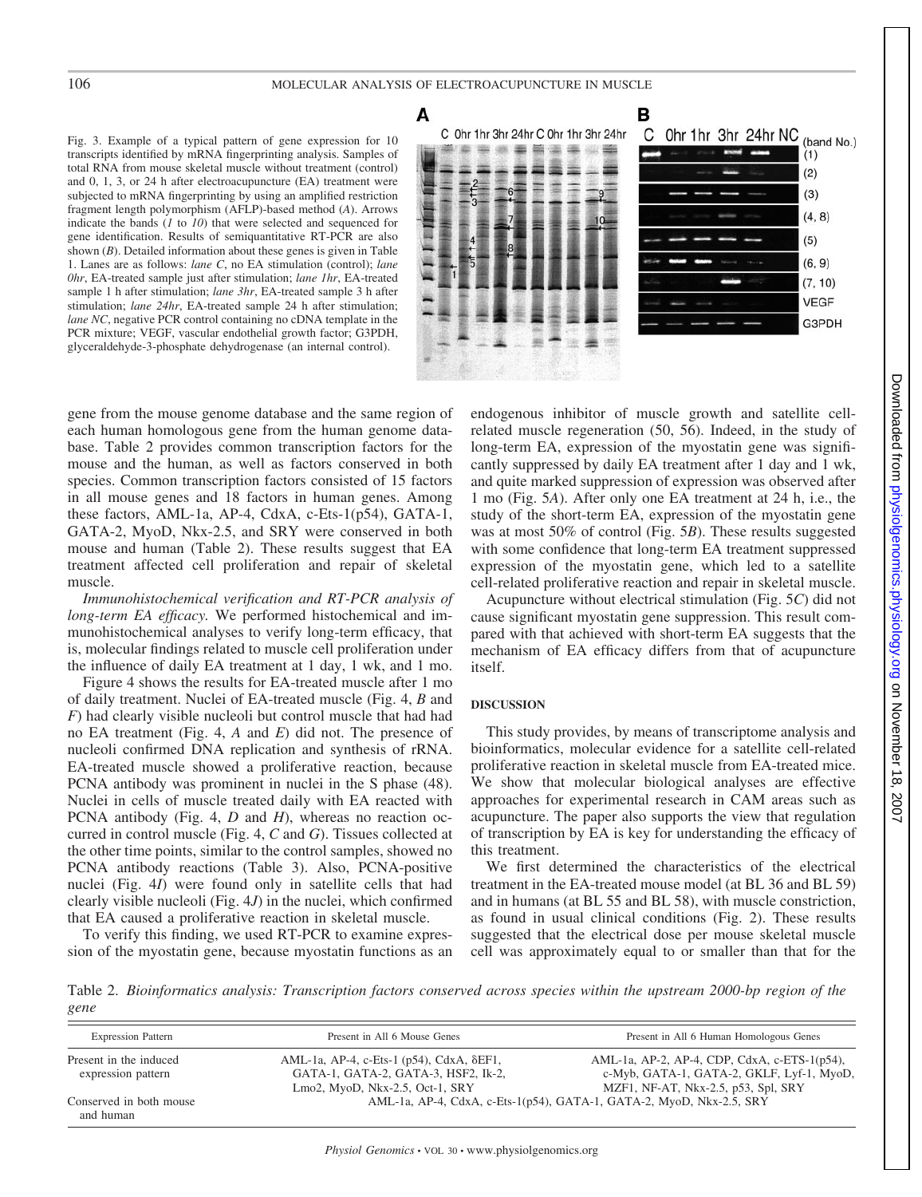Fig. 3. Example of a typical pattern of gene expression for 10 transcripts identified by mRNA fingerprinting analysis. Samples of total RNA from mouse skeletal muscle without treatment (control) and 0, 1, 3, or 24 h after electroacupuncture (EA) treatment were subjected to mRNA fingerprinting by using an amplified restriction fragment length polymorphism (AFLP)-based method (*A*). Arrows indicate the bands (*1* to *10*) that were selected and sequenced for gene identification. Results of semiquantitative RT-PCR are also shown (*B*). Detailed information about these genes is given in Table 1. Lanes are as follows: *lane C*, no EA stimulation (control); *lane 0hr*, EA-treated sample just after stimulation; *lane 1hr*, EA-treated sample 1 h after stimulation; *lane 3hr*, EA-treated sample 3 h after stimulation; *lane 24hr*, EA-treated sample 24 h after stimulation; *lane NC*, negative PCR control containing no cDNA template in the PCR mixture; VEGF, vascular endothelial growth factor; G3PDH, glyceraldehyde-3-phosphate dehydrogenase (an internal control).

gene from the mouse genome database and the same region of each human homologous gene from the human genome database. Table 2 provides common transcription factors for the mouse and the human, as well as factors conserved in both species. Common transcription factors consisted of 15 factors in all mouse genes and 18 factors in human genes. Among these factors, AML-1a, AP-4, CdxA, c-Ets-1(p54), GATA-1, GATA-2, MyoD, Nkx-2.5, and SRY were conserved in both mouse and human (Table 2). These results suggest that EA treatment affected cell proliferation and repair of skeletal muscle.

*Immunohistochemical verification and RT-PCR analysis of long-term EA efficacy.* We performed histochemical and immunohistochemical analyses to verify long-term efficacy, that is, molecular findings related to muscle cell proliferation under the influence of daily EA treatment at 1 day, 1 wk, and 1 mo.

Figure 4 shows the results for EA-treated muscle after 1 mo of daily treatment. Nuclei of EA-treated muscle (Fig. 4, *B* and *F*) had clearly visible nucleoli but control muscle that had had no EA treatment (Fig. 4, *A* and *E*) did not. The presence of nucleoli confirmed DNA replication and synthesis of rRNA. EA-treated muscle showed a proliferative reaction, because PCNA antibody was prominent in nuclei in the S phase (48). Nuclei in cells of muscle treated daily with EA reacted with PCNA antibody (Fig. 4, *D* and *H*), whereas no reaction occurred in control muscle (Fig. 4, *C* and *G*). Tissues collected at the other time points, similar to the control samples, showed no PCNA antibody reactions (Table 3). Also, PCNA-positive nuclei (Fig. 4*I*) were found only in satellite cells that had clearly visible nucleoli (Fig. 4*J*) in the nuclei, which confirmed that EA caused a proliferative reaction in skeletal muscle.

To verify this finding, we used RT-PCR to examine expression of the myostatin gene, because myostatin functions as an endogenous inhibitor of muscle growth and satellite cell-related muscle regeneration (50, 56). Indeed, in the study of long-term EA, expression of the myostatin gene was significantly suppressed by daily EA treatment after 1 day and 1 wk, and quite marked suppression of expression was observed after 1 mo (Fig. 5*A*). After only one EA treatment at 24 h, i.e., the study of the short-term EA, expression of the myostatin gene was at most 50% of control (Fig. 5*B*). These results suggested with some confidence that long-term EA treatment suppressed expression of the myostatin gene, which led to a satellite cell-related proliferative reaction and repair in skeletal muscle.

Acupuncture without electrical stimulation (Fig. 5*C*) did not cause significant myostatin gene suppression. This result compared with that achieved with short-term EA suggests that the mechanism of EA efficacy differs from that of acupuncture itself.

## DISCUSSION

This study provides, by means of transcriptome analysis and bioinformatics, molecular evidence for a satellite cell-related proliferative reaction in skeletal muscle from EA-treated mice. We show that molecular biological analyses are effective approaches for experimental research in CAM areas such as acupuncture. The paper also supports the view that regulation of transcription by EA is key for understanding the efficacy of this treatment.

We first determined the characteristics of the electrical treatment in the EA-treated mouse model (at BL 36 and BL 59) and in humans (at BL 55 and BL 58), with muscle constriction, as found in usual clinical conditions (Fig. 2). These results suggested that the electrical dose per mouse skeletal muscle cell was approximately equal to or smaller than that for the

Table 2. *Bioinformatics analysis: Transcription factors conserved across species within the upstream 2000-bp region of the gene*

| Expression Pattern | Present in All 6 Mouse Genes | Present in All 6 Human Homologous Genes |
|---|---|---|
| Present in the induced expression pattern | AML-1a, AP-4, c-Ets-1 (p54), CdxA, δEF1, GATA-1, GATA-2, GATA-3, HSF2, Ik-2, Lmo2, MyoD, Nkx-2.5, Oct-1, SRY | AML-1a, AP-2, AP-4, CDP, CdxA, c-ETS-1(p54), c-Myb, GATA-1, GATA-2, GKLF, Lyf-1, MyoD, MZF1, NF-AT, Nkx-2.5, p53, Spl, SRY |
| Conserved in both mouse and human | AML-1a, AP-4, CdxA, c-Ets-1(p54), GATA-1, GATA-2, MyoD, Nkx-2.5, SRY | |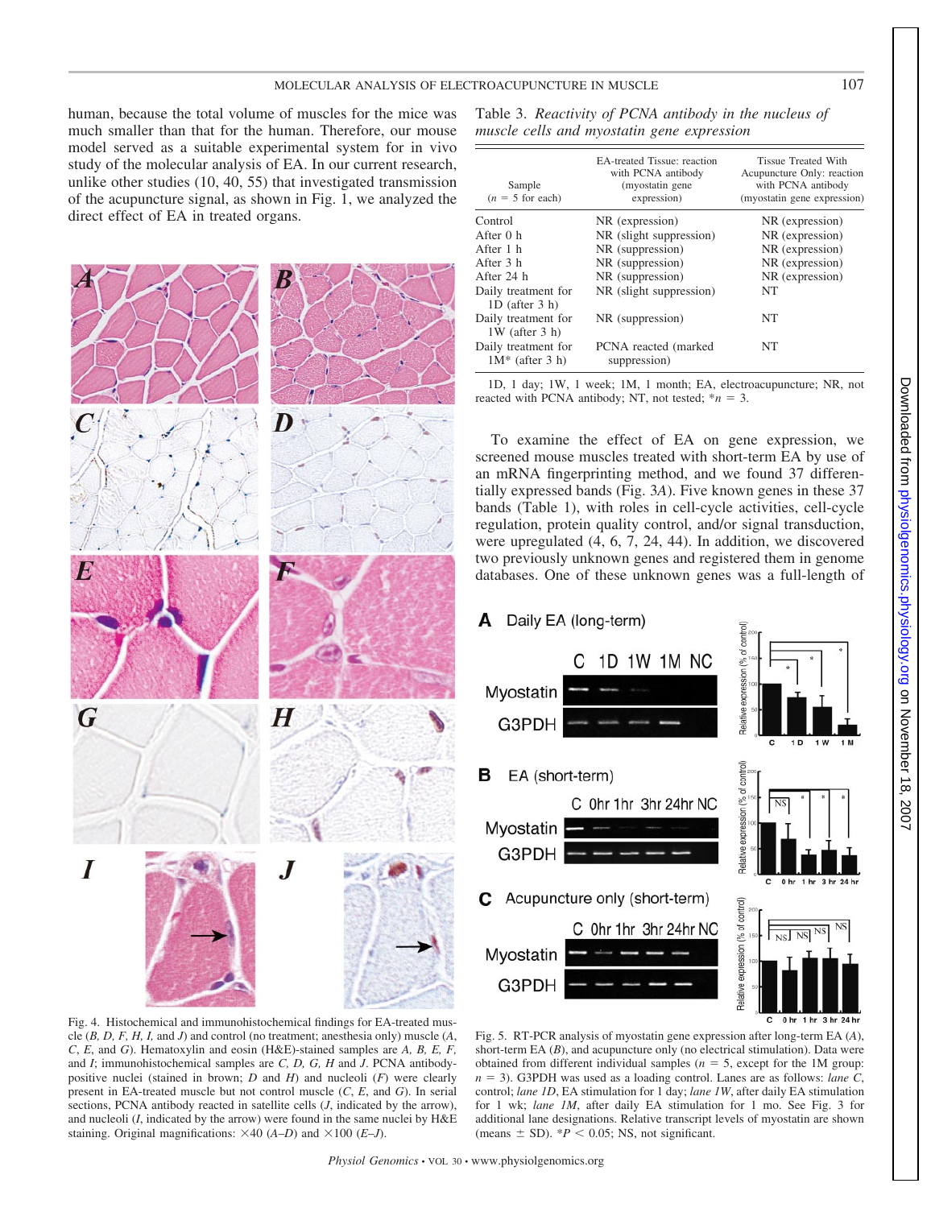human, because the total volume of muscles for the mice was much smaller than that for the human. Therefore, our mouse model served as a suitable experimental system for in vivo study of the molecular analysis of EA. In our current research, unlike other studies (10, 40, 55) that investigated transmission of the acupuncture signal, as shown in Fig. 1, we analyzed the direct effect of EA in treated organs.

Fig. 4. Histochemical and immunohistochemical findings for EA-treated muscle (*B, D, F, H, I,* and *J*) and control (no treatment; anesthesia only) muscle (*A, C, E,* and *G*). Hematoxylin and eosin (H&E)-stained samples are *A, B, E, F,* and *I*; immunohistochemical samples are *C, D, G, H* and *J*. PCNA antibody-positive nuclei (stained in brown; *D* and *H*) and nucleoli (*F*) were clearly present in EA-treated muscle but not control muscle (*C, E,* and *G*). In serial sections, PCNA antibody reacted in satellite cells (*J*, indicated by the arrow), and nucleoli (*I*, indicated by the arrow) were found in the same nuclei by H&E staining. Original magnifications: ×40 (*A–D*) and ×100 (*E–J*).

Table 3. *Reactivity of PCNA antibody in the nucleus of muscle cells and myostatin gene expression*

| Sample ($n$ = 5 for each) | EA-treated Tissue: reaction with PCNA antibody (myostatin gene expression) | Tissue Treated With Acupuncture Only: reaction with PCNA antibody (myostatin gene expression) |
|---|---|---|
| Control | NR (expression) | NR (expression) |
| After 0 h | NR (slight suppression) | NR (expression) |
| After 1 h | NR (suppression) | NR (expression) |
| After 3 h | NR (suppression) | NR (expression) |
| After 24 h | NR (suppression) | NR (expression) |
| Daily treatment for 1D (after 3 h) | NR (slight suppression) | NT |
| Daily treatment for 1W (after 3 h) | NR (suppression) | NT |
| Daily treatment for 1M* (after 3 h) | PCNA reacted (marked suppression) | NT |

1D, 1 day; 1W, 1 week; 1M, 1 month; EA, electroacupuncture; NR, not reacted with PCNA antibody; NT, not tested; *$n$ = 3.

To examine the effect of EA on gene expression, we screened mouse muscles treated with short-term EA by use of an mRNA fingerprinting method, and we found 37 differentially expressed bands (Fig. 3*A*). Five known genes in these 37 bands (Table 1), with roles in cell-cycle activities, cell-cycle regulation, protein quality control, and/or signal transduction, were upregulated (4, 6, 7, 24, 44). In addition, we discovered two previously unknown genes and registered them in genome databases. One of these unknown genes was a full-length of

Fig. 5. RT-PCR analysis of myostatin gene expression after long-term EA (*A*), short-term EA (*B*), and acupuncture only (no electrical stimulation). Data were obtained from different individual samples ($n$ = 5, except for the 1M group: $n$ = 3). G3PDH was used as a loading control. Lanes are as follows: *lane C*, control; *lane 1D*, EA stimulation for 1 day; *lane 1W*, after daily EA stimulation for 1 wk; *lane 1M*, after daily EA stimulation for 1 mo. See Fig. 3 for additional lane designations. Relative transcript levels of myostatin are shown (means ± SD). *$P < 0.05$; NS, not significant.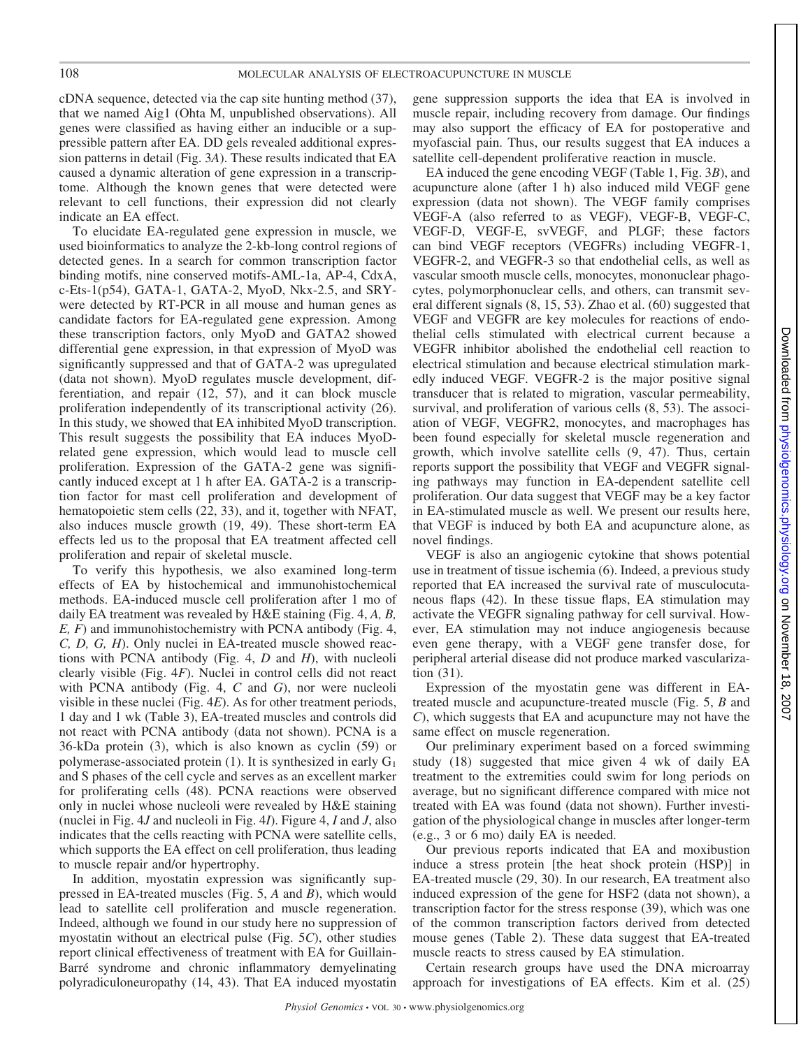cDNA sequence, detected via the cap site hunting method (37), that we named Aig1 (Ohta M, unpublished observations). All genes were classified as having either an inducible or a suppressible pattern after EA. DD gels revealed additional expression patterns in detail (Fig. 3*A*). These results indicated that EA caused a dynamic alteration of gene expression in a transcriptome. Although the known genes that were detected were relevant to cell functions, their expression did not clearly indicate an EA effect.

To elucidate EA-regulated gene expression in muscle, we used bioinformatics to analyze the 2-kb-long control regions of detected genes. In a search for common transcription factor binding motifs, nine conserved motifs-AML-1a, AP-4, CdxA, c-Ets-1(p54), GATA-1, GATA-2, MyoD, Nkx-2.5, and SRY-were detected by RT-PCR in all mouse and human genes as candidate factors for EA-regulated gene expression. Among these transcription factors, only MyoD and GATA2 showed differential gene expression, in that expression of MyoD was significantly suppressed and that of GATA-2 was upregulated (data not shown). MyoD regulates muscle development, differentiation, and repair (12, 57), and it can block muscle proliferation independently of its transcriptional activity (26). In this study, we showed that EA inhibited MyoD transcription. This result suggests the possibility that EA induces MyoD-related gene expression, which would lead to muscle cell proliferation. Expression of the GATA-2 gene was significantly induced except at 1 h after EA. GATA-2 is a transcription factor for mast cell proliferation and development of hematopoietic stem cells (22, 33), and it, together with NFAT, also induces muscle growth (19, 49). These short-term EA effects led us to the proposal that EA treatment affected cell proliferation and repair of skeletal muscle.

To verify this hypothesis, we also examined long-term effects of EA by histochemical and immunohistochemical methods. EA-induced muscle cell proliferation after 1 mo of daily EA treatment was revealed by H&E staining (Fig. 4, *A, B, E, F*) and immunohistochemistry with PCNA antibody (Fig. 4, *C, D, G, H*). Only nuclei in EA-treated muscle showed reactions with PCNA antibody (Fig. 4, *D* and *H*), with nucleoli clearly visible (Fig. 4*F*). Nuclei in control cells did not react with PCNA antibody (Fig. 4, *C* and *G*), nor were nucleoli visible in these nuclei (Fig. 4*E*). As for other treatment periods, 1 day and 1 wk (Table 3), EA-treated muscles and controls did not react with PCNA antibody (data not shown). PCNA is a 36-kDa protein (3), which is also known as cyclin (59) or polymerase-associated protein (1). It is synthesized in early $G_1$ and S phases of the cell cycle and serves as an excellent marker for proliferating cells (48). PCNA reactions were observed only in nuclei whose nucleoli were revealed by H&E staining (nuclei in Fig. 4*J* and nucleoli in Fig. 4*I*). Figure 4, *I* and *J*, also indicates that the cells reacting with PCNA were satellite cells, which supports the EA effect on cell proliferation, thus leading to muscle repair and/or hypertrophy.

In addition, myostatin expression was significantly suppressed in EA-treated muscles (Fig. 5, *A* and *B*), which would lead to satellite cell proliferation and muscle regeneration. Indeed, although we found in our study here no suppression of myostatin without an electrical pulse (Fig. 5*C*), other studies report clinical effectiveness of treatment with EA for Guillain-Barré syndrome and chronic inflammatory demyelinating polyradiculoneuropathy (14, 43). That EA induced myostatin gene suppression supports the idea that EA is involved in muscle repair, including recovery from damage. Our findings may also support the efficacy of EA for postoperative and myofascial pain. Thus, our results suggest that EA induces a satellite cell-dependent proliferative reaction in muscle.

EA induced the gene encoding VEGF (Table 1, Fig. 3*B*), and acupuncture alone (after 1 h) also induced mild VEGF gene expression (data not shown). The VEGF family comprises VEGF-A (also referred to as VEGF), VEGF-B, VEGF-C, VEGF-D, VEGF-E, svVEGF, and PLGF; these factors can bind VEGF receptors (VEGFRs) including VEGFR-1, VEGFR-2, and VEGFR-3 so that endothelial cells, as well as vascular smooth muscle cells, monocytes, mononuclear phagocytes, polymorphonuclear cells, and others, can transmit several different signals (8, 15, 53). Zhao et al. (60) suggested that VEGF and VEGFR are key molecules for reactions of endothelial cells stimulated with electrical current because a VEGFR inhibitor abolished the endothelial cell reaction to electrical stimulation and because electrical stimulation markedly induced VEGF. VEGFR-2 is the major positive signal transducer that is related to migration, vascular permeability, survival, and proliferation of various cells (8, 53). The association of VEGF, VEGFR2, monocytes, and macrophages has been found especially for skeletal muscle regeneration and growth, which involve satellite cells (9, 47). Thus, certain reports support the possibility that VEGF and VEGFR signaling pathways may function in EA-dependent satellite cell proliferation. Our data suggest that VEGF may be a key factor in EA-stimulated muscle as well. We present our results here, that VEGF is induced by both EA and acupuncture alone, as novel findings.

VEGF is also an angiogenic cytokine that shows potential use in treatment of tissue ischemia (6). Indeed, a previous study reported that EA increased the survival rate of musculocutaneous flaps (42). In these tissue flaps, EA stimulation may activate the VEGFR signaling pathway for cell survival. However, EA stimulation may not induce angiogenesis because even gene therapy, with a VEGF gene transfer dose, for peripheral arterial disease did not produce marked vascularization (31).

Expression of the myostatin gene was different in EA-treated muscle and acupuncture-treated muscle (Fig. 5, *B* and *C*), which suggests that EA and acupuncture may not have the same effect on muscle regeneration.

Our preliminary experiment based on a forced swimming study (18) suggested that mice given 4 wk of daily EA treatment to the extremities could swim for long periods on average, but no significant difference compared with mice not treated with EA was found (data not shown). Further investigation of the physiological change in muscles after longer-term (e.g., 3 or 6 mo) daily EA is needed.

Our previous reports indicated that EA and moxibustion induce a stress protein [the heat shock protein (HSP)] in EA-treated muscle (29, 30). In our research, EA treatment also induced expression of the gene for HSF2 (data not shown), a transcription factor for the stress response (39), which was one of the common transcription factors derived from detected mouse genes (Table 2). These data suggest that EA-treated muscle reacts to stress caused by EA stimulation.

Certain research groups have used the DNA microarray approach for investigations of EA effects. Kim et al. (25)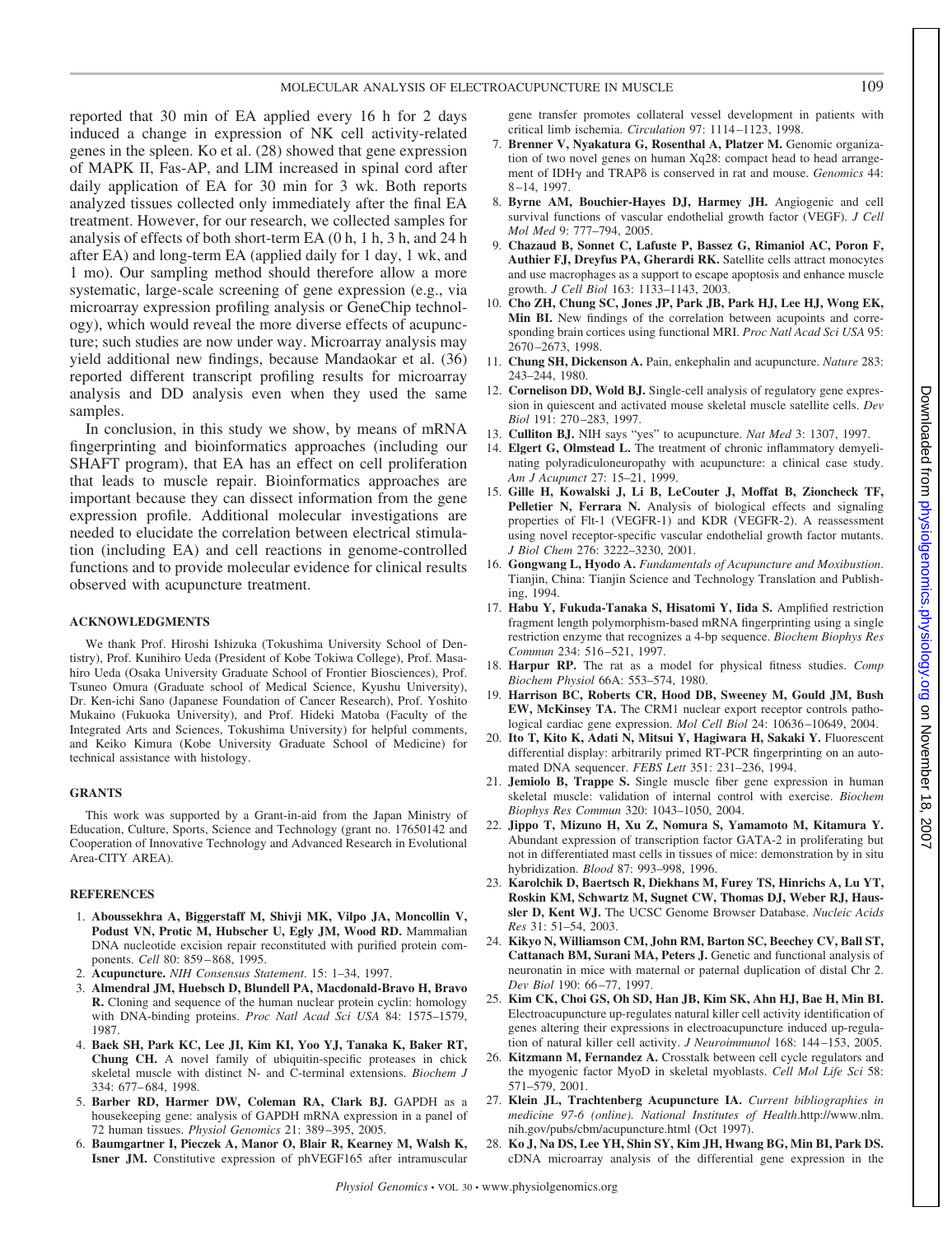reported that 30 min of EA applied every 16 h for 2 days induced a change in expression of NK cell activity-related genes in the spleen. Ko et al. (28) showed that gene expression of MAPK II, Fas-AP, and LIM increased in spinal cord after daily application of EA for 30 min for 3 wk. Both reports analyzed tissues collected only immediately after the final EA treatment. However, for our research, we collected samples for analysis of effects of both short-term EA (0 h, 1 h, 3 h, and 24 h after EA) and long-term EA (applied daily for 1 day, 1 wk, and 1 mo). Our sampling method should therefore allow a more systematic, large-scale screening of gene expression (e.g., via microarray expression profiling analysis or GeneChip technology), which would reveal the more diverse effects of acupuncture; such studies are now under way. Microarray analysis may yield additional new findings, because Mandaokar et al. (36) reported different transcript profiling results for microarray analysis and DD analysis even when they used the same samples.

In conclusion, in this study we show, by means of mRNA fingerprinting and bioinformatics approaches (including our SHAFT program), that EA has an effect on cell proliferation that leads to muscle repair. Bioinformatics approaches are important because they can dissect information from the gene expression profile. Additional molecular investigations are needed to elucidate the correlation between electrical stimulation (including EA) and cell reactions in genome-controlled functions and to provide molecular evidence for clinical results observed with acupuncture treatment.

## ACKNOWLEDGMENTS

We thank Prof. Hiroshi Ishizuka (Tokushima University School of Dentistry), Prof. Kunihiro Ueda (President of Kobe Tokiwa College), Prof. Masahiro Ueda (Osaka University Graduate School of Frontier Biosciences), Prof. Tsuneo Omura (Graduate school of Medical Science, Kyushu University), Dr. Ken-ichi Sano (Japanese Foundation of Cancer Research), Prof. Yoshito Mukaino (Fukuoka University), and Prof. Hideki Matoba (Faculty of the Integrated Arts and Sciences, Tokushima University) for helpful comments, and Keiko Kimura (Kobe University Graduate School of Medicine) for technical assistance with histology.

## GRANTS

This work was supported by a Grant-in-aid from the Japan Ministry of Education, Culture, Sports, Science and Technology (grant no. 17650142 and Cooperation of Innovative Technology and Advanced Research in Evolutional Area-CITY AREA).

## REFERENCES

1. **Aboussekhra A, Biggerstaff M, Shivji MK, Vilpo JA, Moncollin V, Podust VN, Protic M, Hubscher U, Egly JM, Wood RD.** Mammalian DNA nucleotide excision repair reconstituted with purified protein components. *Cell* 80: 859–868, 1995.
2. **Acupuncture.** *NIH Consensus Statement*. 15: 1–34, 1997.
3. **Almendral JM, Huebsch D, Blundell PA, Macdonald-Bravo H, Bravo R.** Cloning and sequence of the human nuclear protein cyclin: homology with DNA-binding proteins. *Proc Natl Acad Sci USA* 84: 1575–1579, 1987.
4. **Baek SH, Park KC, Lee JI, Kim KI, Yoo YJ, Tanaka K, Baker RT, Chung CH.** A novel family of ubiquitin-specific proteases in chick skeletal muscle with distinct N- and C-terminal extensions. *Biochem J* 334: 677–684, 1998.
5. **Barber RD, Harmer DW, Coleman RA, Clark BJ.** GAPDH as a housekeeping gene: analysis of GAPDH mRNA expression in a panel of 72 human tissues. *Physiol Genomics* 21: 389–395, 2005.
6. **Baumgartner I, Pieczek A, Manor O, Blair R, Kearney M, Walsh K, Isner JM.** Constitutive expression of phVEGF165 after intramuscular gene transfer promotes collateral vessel development in patients with critical limb ischemia. *Circulation* 97: 1114–1123, 1998.
7. **Brenner V, Nyakatura G, Rosenthal A, Platzer M.** Genomic organization of two novel genes on human Xq28: compact head to head arrangement of IDHγ and TRAPδ is conserved in rat and mouse. *Genomics* 44: 8–14, 1997.
8. **Byrne AM, Bouchier-Hayes DJ, Harmey JH.** Angiogenic and cell survival functions of vascular endothelial growth factor (VEGF). *J Cell Mol Med* 9: 777–794, 2005.
9. **Chazaud B, Sonnet C, Lafuste P, Bassez G, Rimaniol AC, Poron F, Authier FJ, Dreyfus PA, Gherardi RK.** Satellite cells attract monocytes and use macrophages as a support to escape apoptosis and enhance muscle growth. *J Cell Biol* 163: 1133–1143, 2003.
10. **Cho ZH, Chung SC, Jones JP, Park JB, Park HJ, Lee HJ, Wong EK, Min BI.** New findings of the correlation between acupoints and corresponding brain cortices using functional MRI. *Proc Natl Acad Sci USA* 95: 2670–2673, 1998.
11. **Chung SH, Dickenson A.** Pain, enkephalin and acupuncture. *Nature* 283: 243–244, 1980.
12. **Cornelison DD, Wold BJ.** Single-cell analysis of regulatory gene expression in quiescent and activated mouse skeletal muscle satellite cells. *Dev Biol* 191: 270–283, 1997.
13. **Culliton BJ.** NIH says "yes" to acupuncture. *Nat Med* 3: 1307, 1997.
14. **Elgert G, Olmstead L.** The treatment of chronic inflammatory demyelinating polyradiculoneuropathy with acupuncture: a clinical case study. *Am J Acupunct* 27: 15–21, 1999.
15. **Gille H, Kowalski J, Li B, LeCouter J, Moffat B, Zioncheck TF, Pelletier N, Ferrara N.** Analysis of biological effects and signaling properties of Flt-1 (VEGFR-1) and KDR (VEGFR-2). A reassessment using novel receptor-specific vascular endothelial growth factor mutants. *J Biol Chem* 276: 3222–3230, 2001.
16. **Gongwang L, Hyodo A.** *Fundamentals of Acupuncture and Moxibustion*. Tianjin, China: Tianjin Science and Technology Translation and Publishing, 1994.
17. **Habu Y, Fukuda-Tanaka S, Hisatomi Y, Iida S.** Amplified restriction fragment length polymorphism-based mRNA fingerprinting using a single restriction enzyme that recognizes a 4-bp sequence. *Biochem Biophys Res Commun* 234: 516–521, 1997.
18. **Harpur RP.** The rat as a model for physical fitness studies. *Comp Biochem Physiol* 66A: 553–574, 1980.
19. **Harrison BC, Roberts CR, Hood DB, Sweeney M, Gould JM, Bush EW, McKinsey TA.** The CRM1 nuclear export receptor controls pathological cardiac gene expression. *Mol Cell Biol* 24: 10636–10649, 2004.
20. **Ito T, Kito K, Adati N, Mitsui Y, Hagiwara H, Sakaki Y.** Fluorescent differential display: arbitrarily primed RT-PCR fingerprinting on an automated DNA sequencer. *FEBS Lett* 351: 231–236, 1994.
21. **Jemiolo B, Trappe S.** Single muscle fiber gene expression in human skeletal muscle: validation of internal control with exercise. *Biochem Biophys Res Commun* 320: 1043–1050, 2004.
22. **Jippo T, Mizuno H, Xu Z, Nomura S, Yamamoto M, Kitamura Y.** Abundant expression of transcription factor GATA-2 in proliferating but not in differentiated mast cells in tissues of mice: demonstration by in situ hybridization. *Blood* 87: 993–998, 1996.
23. **Karolchik D, Baertsch R, Diekhans M, Furey TS, Hinrichs A, Lu YT, Roskin KM, Schwartz M, Sugnet CW, Thomas DJ, Weber RJ, Haussler D, Kent WJ.** The UCSC Genome Browser Database. *Nucleic Acids Res* 31: 51–54, 2003.
24. **Kikyo N, Williamson CM, John RM, Barton SC, Beechey CV, Ball ST, Cattanach BM, Surani MA, Peters J.** Genetic and functional analysis of neuronatin in mice with maternal or paternal duplication of distal Chr 2. *Dev Biol* 190: 66–77, 1997.
25. **Kim CK, Choi GS, Oh SD, Han JB, Kim SK, Ahn HJ, Bae H, Min BI.** Electroacupuncture up-regulates natural killer cell activity identification of genes altering their expressions in electroacupuncture induced up-regulation of natural killer cell activity. *J Neuroimmunol* 168: 144–153, 2005.
26. **Kitzmann M, Fernandez A.** Crosstalk between cell cycle regulators and the myogenic factor MyoD in skeletal myoblasts. *Cell Mol Life Sci* 58: 571–579, 2001.
27. **Klein JL, Trachtenberg Acupuncture IA.** *Current bibliographies in medicine 97-6 (online). National Institutes of Health*.http://www.nlm.nih.gov/pubs/cbm/acupuncture.html (Oct 1997).
28. **Ko J, Na DS, Lee YH, Shin SY, Kim JH, Hwang BG, Min BI, Park DS.** cDNA microarray analysis of the differential gene expression in the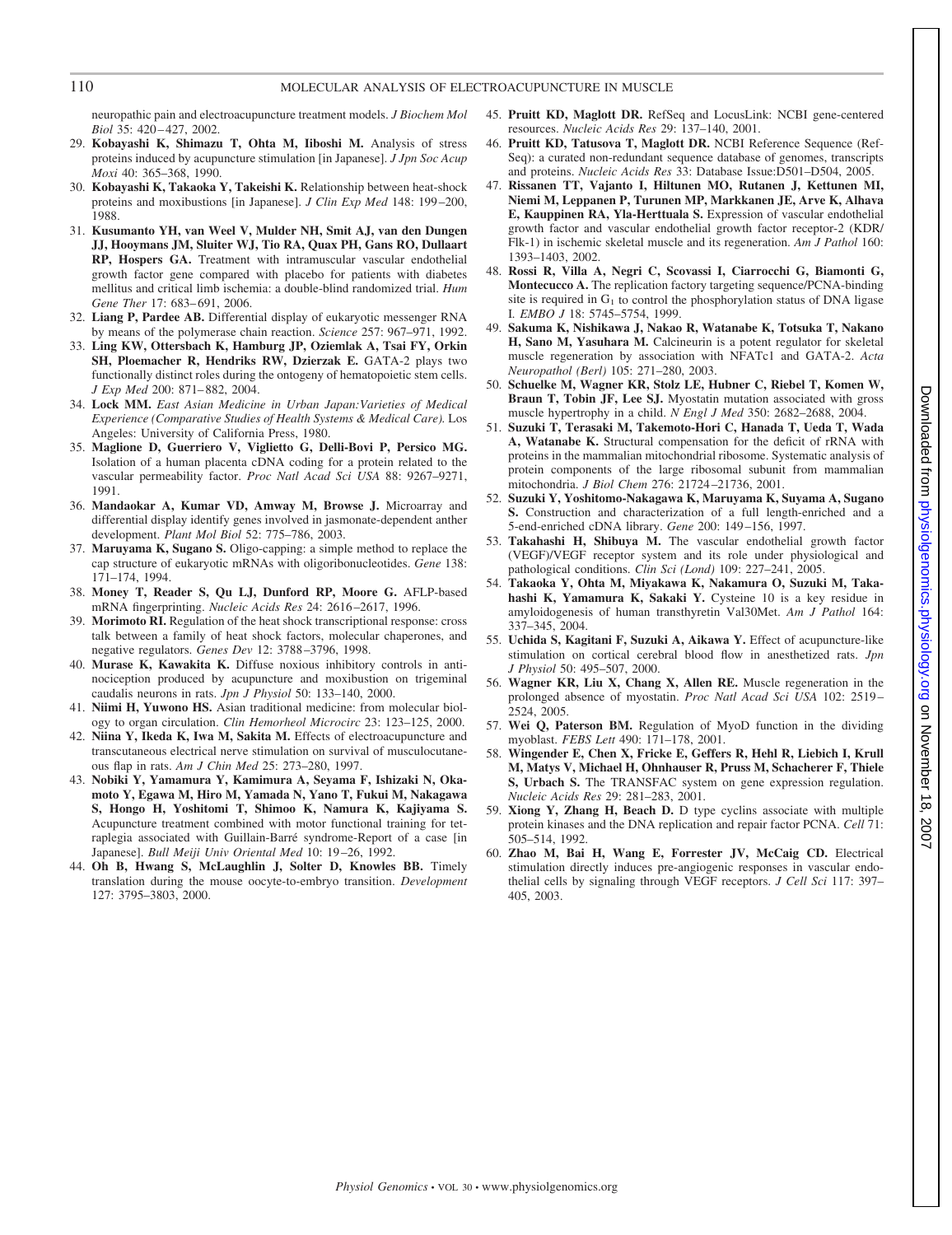neuropathic pain and electroacupuncture treatment models. *J Biochem Mol Biol* 35: 420–427, 2002.

29. **Kobayashi K, Shimazu T, Ohta M, Iiboshi M.** Analysis of stress proteins induced by acupuncture stimulation [in Japanese]. *J Jpn Soc Acup Moxi* 40: 365–368, 1990.
30. **Kobayashi K, Takaoka Y, Takeishi K.** Relationship between heat-shock proteins and moxibustions [in Japanese]. *J Clin Exp Med* 148: 199–200, 1988.
31. **Kusumanto YH, van Weel V, Mulder NH, Smit AJ, van den Dungen JJ, Hooymans JM, Sluiter WJ, Tio RA, Quax PH, Gans RO, Dullaart RP, Hospers GA.** Treatment with intramuscular vascular endothelial growth factor gene compared with placebo for patients with diabetes mellitus and critical limb ischemia: a double-blind randomized trial. *Hum Gene Ther* 17: 683–691, 2006.
32. **Liang P, Pardee AB.** Differential display of eukaryotic messenger RNA by means of the polymerase chain reaction. *Science* 257: 967–971, 1992.
33. **Ling KW, Ottersbach K, Hamburg JP, Oziemlak A, Tsai FY, Orkin SH, Ploemacher R, Hendriks RW, Dzierzak E.** GATA-2 plays two functionally distinct roles during the ontogeny of hematopoietic stem cells. *J Exp Med* 200: 871–882, 2004.
34. **Lock MM.** *East Asian Medicine in Urban Japan:Varieties of Medical Experience (Comparative Studies of Health Systems & Medical Care).* Los Angeles: University of California Press, 1980.
35. **Maglione D, Guerriero V, Viglietto G, Delli-Bovi P, Persico MG.** Isolation of a human placenta cDNA coding for a protein related to the vascular permeability factor. *Proc Natl Acad Sci USA* 88: 9267–9271, 1991.
36. **Mandaokar A, Kumar VD, Amway M, Browse J.** Microarray and differential display identify genes involved in jasmonate-dependent anther development. *Plant Mol Biol* 52: 775–786, 2003.
37. **Maruyama K, Sugano S.** Oligo-capping: a simple method to replace the cap structure of eukaryotic mRNAs with oligoribonucleotides. *Gene* 138: 171–174, 1994.
38. **Money T, Reader S, Qu LJ, Dunford RP, Moore G.** AFLP-based mRNA fingerprinting. *Nucleic Acids Res* 24: 2616–2617, 1996.
39. **Morimoto RI.** Regulation of the heat shock transcriptional response: cross talk between a family of heat shock factors, molecular chaperones, and negative regulators. *Genes Dev* 12: 3788–3796, 1998.
40. **Murase K, Kawakita K.** Diffuse noxious inhibitory controls in antinociception produced by acupuncture and moxibustion on trigeminal caudalis neurons in rats. *Jpn J Physiol* 50: 133–140, 2000.
41. **Niimi H, Yuwono HS.** Asian traditional medicine: from molecular biology to organ circulation. *Clin Hemorheol Microcirc* 23: 123–125, 2000.
42. **Niina Y, Ikeda K, Iwa M, Sakita M.** Effects of electroacupuncture and transcutaneous electrical nerve stimulation on survival of musculocutaneous flap in rats. *Am J Chin Med* 25: 273–280, 1997.
43. **Nobiki Y, Yamamura Y, Kamimura A, Seyama F, Ishizaki N, Okamoto Y, Egawa M, Hiro M, Yamada N, Yano T, Fukui M, Nakagawa S, Hongo H, Yoshitomi T, Shimoo K, Namura K, Kajiyama S.** Acupuncture treatment combined with motor functional training for tetraplegia associated with Guillain-Barré syndrome-Report of a case [in Japanese]. *Bull Meiji Univ Oriental Med* 10: 19–26, 1992.
44. **Oh B, Hwang S, McLaughlin J, Solter D, Knowles BB.** Timely translation during the mouse oocyte-to-embryo transition. *Development* 127: 3795–3803, 2000.
45. **Pruitt KD, Maglott DR.** RefSeq and LocusLink: NCBI gene-centered resources. *Nucleic Acids Res* 29: 137–140, 2001.
46. **Pruitt KD, Tatusova T, Maglott DR.** NCBI Reference Sequence (RefSeq): a curated non-redundant sequence database of genomes, transcripts and proteins. *Nucleic Acids Res* 33: Database Issue:D501–D504, 2005.
47. **Rissanen TT, Vajanto I, Hiltunen MO, Rutanen J, Kettunen MI, Niemi M, Leppanen P, Turunen MP, Markkanen JE, Arve K, Alhava E, Kauppinen RA, Yla-Herttuala S.** Expression of vascular endothelial growth factor and vascular endothelial growth factor receptor-2 (KDR/Flk-1) in ischemic skeletal muscle and its regeneration. *Am J Pathol* 160: 1393–1403, 2002.
48. **Rossi R, Villa A, Negri C, Scovassi I, Ciarrocchi G, Biamonti G, Montecucco A.** The replication factory targeting sequence/PCNA-binding site is required in $G_1$ to control the phosphorylation status of DNA ligase I. *EMBO J* 18: 5745–5754, 1999.
49. **Sakuma K, Nishikawa J, Nakao R, Watanabe K, Totsuka T, Nakano H, Sano M, Yasuhara M.** Calcineurin is a potent regulator for skeletal muscle regeneration by association with NFATc1 and GATA-2. *Acta Neuropathol (Berl)* 105: 271–280, 2003.
50. **Schuelke M, Wagner KR, Stolz LE, Hubner C, Riebel T, Komen W, Braun T, Tobin JF, Lee SJ.** Myostatin mutation associated with gross muscle hypertrophy in a child. *N Engl J Med* 350: 2682–2688, 2004.
51. **Suzuki T, Terasaki M, Takemoto-Hori C, Hanada T, Ueda T, Wada A, Watanabe K.** Structural compensation for the deficit of rRNA with proteins in the mammalian mitochondrial ribosome. Systematic analysis of protein components of the large ribosomal subunit from mammalian mitochondria. *J Biol Chem* 276: 21724–21736, 2001.
52. **Suzuki Y, Yoshitomo-Nakagawa K, Maruyama K, Suyama A, Sugano S.** Construction and characterization of a full length-enriched and a 5-end-enriched cDNA library. *Gene* 200: 149–156, 1997.
53. **Takahashi H, Shibuya M.** The vascular endothelial growth factor (VEGF)/VEGF receptor system and its role under physiological and pathological conditions. *Clin Sci (Lond)* 109: 227–241, 2005.
54. **Takaoka Y, Ohta M, Miyakawa K, Nakamura O, Suzuki M, Takahashi K, Yamamura K, Sakaki Y.** Cysteine 10 is a key residue in amyloidogenesis of human transthyretin Val30Met. *Am J Pathol* 164: 337–345, 2004.
55. **Uchida S, Kagitani F, Suzuki A, Aikawa Y.** Effect of acupuncture-like stimulation on cortical cerebral blood flow in anesthetized rats. *Jpn J Physiol* 50: 495–507, 2000.
56. **Wagner KR, Liu X, Chang X, Allen RE.** Muscle regeneration in the prolonged absence of myostatin. *Proc Natl Acad Sci USA* 102: 2519–2524, 2005.
57. **Wei Q, Paterson BM.** Regulation of MyoD function in the dividing myoblast. *FEBS Lett* 490: 171–178, 2001.
58. **Wingender E, Chen X, Fricke E, Geffers R, Hehl R, Liebich I, Krull M, Matys V, Michael H, Ohnhauser R, Pruss M, Schacherer F, Thiele S, Urbach S.** The TRANSFAC system on gene expression regulation. *Nucleic Acids Res* 29: 281–283, 2001.
59. **Xiong Y, Zhang H, Beach D.** D type cyclins associate with multiple protein kinases and the DNA replication and repair factor PCNA. *Cell* 71: 505–514, 1992.
60. **Zhao M, Bai H, Wang E, Forrester JV, McCaig CD.** Electrical stimulation directly induces pre-angiogenic responses in vascular endothelial cells by signaling through VEGF receptors. *J Cell Sci* 117: 397–405, 2003.